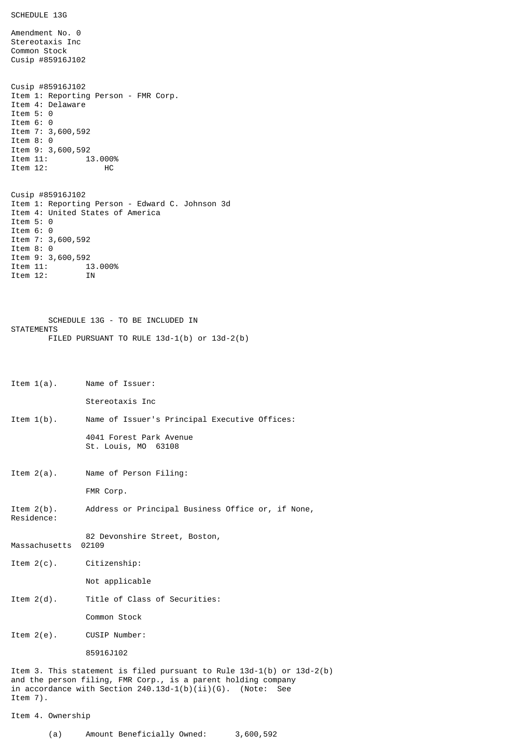SCHEDULE 13G

Amendment No. 0
Stereotaxis Inc
Common Stock
Cusip #85916J102

Cusip #85916J102
Item 1: Reporting Person - FMR Corp.
Item 4: Delaware
Item 5: 0
Item 6: 0
Item 7: 3,600,592
Item 8: 0
Item 9: 3,600,592
Item 11: 13.000%
Item 12: HC

Cusip #85916J102
Item 1: Reporting Person - Edward C. Johnson 3d
Item 4: United States of America
Item 5: 0
Item 6: 0
Item 7: 3,600,592
Item 8: 0
Item 9: 3,600,592
Item 11: 13.000%
Item 12: IN

SCHEDULE 13G - TO BE INCLUDED IN STATEMENTS
FILED PURSUANT TO RULE 13d-1(b) or 13d-2(b)

Item 1(a). Name of Issuer:

Stereotaxis Inc

Item 1(b). Name of Issuer's Principal Executive Offices:

4041 Forest Park Avenue
St. Louis, MO 63108

Item 2(a). Name of Person Filing:

FMR Corp.

Item 2(b). Address or Principal Business Office or, if None, Residence:

82 Devonshire Street, Boston, Massachusetts 02109

Item 2(c). Citizenship:

Not applicable

Item 2(d). Title of Class of Securities:

Common Stock

Item 2(e). CUSIP Number:

85916J102

Item 3. This statement is filed pursuant to Rule 13d-1(b) or 13d-2(b) and the person filing, FMR Corp., is a parent holding company in accordance with Section 240.13d-1(b)(ii)(G). (Note: See Item 7).

Item 4. Ownership

(a) Amount Beneficially Owned: 3,600,592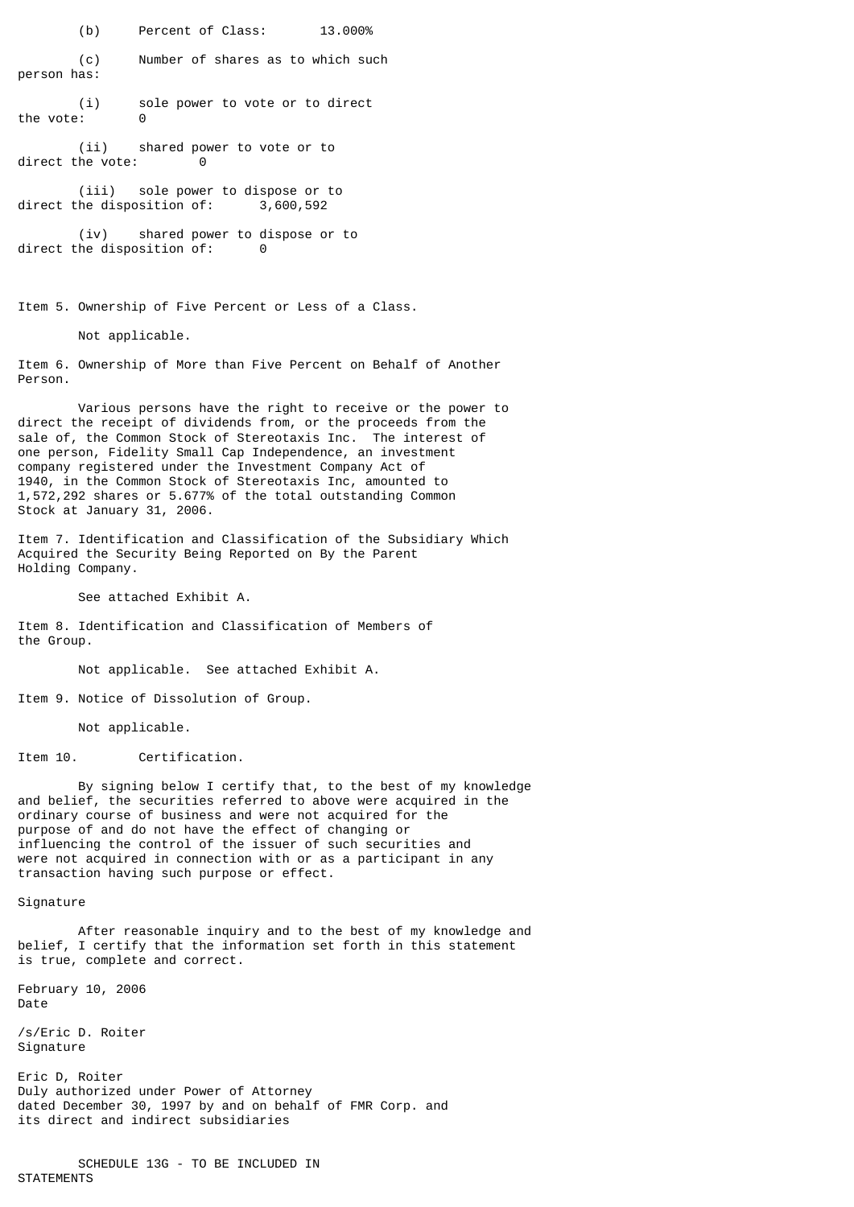(b) Percent of Class: 13.000%

(c) Number of shares as to which such person has:

(i) sole power to vote or to direct the vote: 0

(ii) shared power to vote or to direct the vote: 0

(iii) sole power to dispose or to direct the disposition of: 3,600,592

(iv) shared power to dispose or to direct the disposition of: 0

Item 5. Ownership of Five Percent or Less of a Class.

Not applicable.

Item 6. Ownership of More than Five Percent on Behalf of Another Person.

Various persons have the right to receive or the power to direct the receipt of dividends from, or the proceeds from the sale of, the Common Stock of Stereotaxis Inc. The interest of one person, Fidelity Small Cap Independence, an investment company registered under the Investment Company Act of 1940, in the Common Stock of Stereotaxis Inc, amounted to 1,572,292 shares or 5.677% of the total outstanding Common Stock at January 31, 2006.

Item 7. Identification and Classification of the Subsidiary Which Acquired the Security Being Reported on By the Parent Holding Company.

See attached Exhibit A.

Item 8. Identification and Classification of Members of the Group.

Not applicable. See attached Exhibit A.

Item 9. Notice of Dissolution of Group.

Not applicable.

Item 10. Certification.

By signing below I certify that, to the best of my knowledge and belief, the securities referred to above were acquired in the ordinary course of business and were not acquired for the purpose of and do not have the effect of changing or influencing the control of the issuer of such securities and were not acquired in connection with or as a participant in any transaction having such purpose or effect.

Signature

After reasonable inquiry and to the best of my knowledge and belief, I certify that the information set forth in this statement is true, complete and correct.

February 10, 2006
Date

/s/Eric D. Roiter
Signature

Eric D, Roiter
Duly authorized under Power of Attorney dated December 30, 1997 by and on behalf of FMR Corp. and its direct and indirect subsidiaries

SCHEDULE 13G - TO BE INCLUDED IN STATEMENTS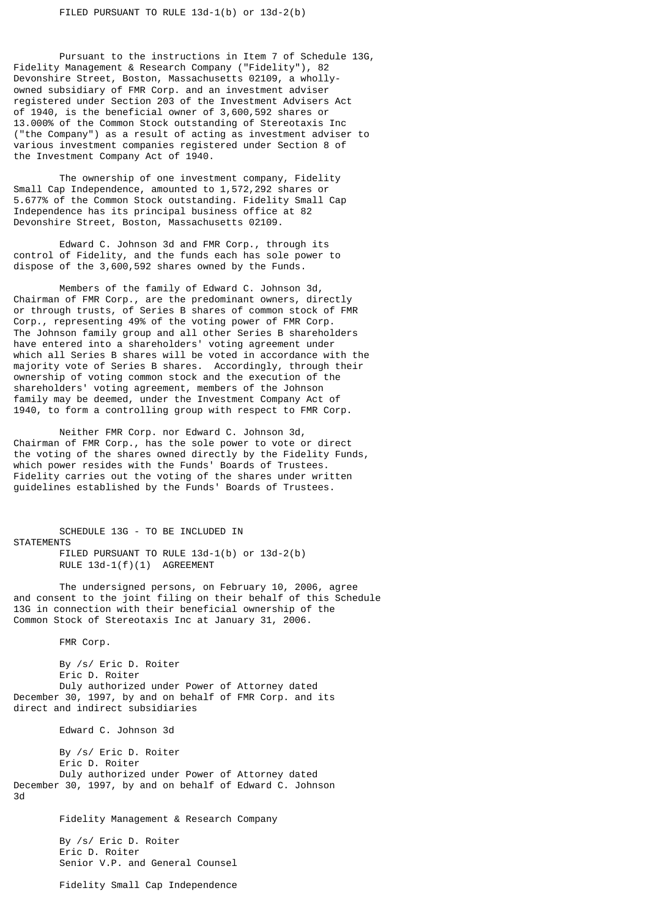FILED PURSUANT TO RULE 13d-1(b) or 13d-2(b)

Pursuant to the instructions in Item 7 of Schedule 13G, Fidelity Management & Research Company ("Fidelity"), 82 Devonshire Street, Boston, Massachusetts 02109, a wholly-owned subsidiary of FMR Corp. and an investment adviser registered under Section 203 of the Investment Advisers Act of 1940, is the beneficial owner of 3,600,592 shares or 13.000% of the Common Stock outstanding of Stereotaxis Inc ("the Company") as a result of acting as investment adviser to various investment companies registered under Section 8 of the Investment Company Act of 1940.

The ownership of one investment company, Fidelity Small Cap Independence, amounted to 1,572,292 shares or 5.677% of the Common Stock outstanding. Fidelity Small Cap Independence has its principal business office at 82 Devonshire Street, Boston, Massachusetts 02109.

Edward C. Johnson 3d and FMR Corp., through its control of Fidelity, and the funds each has sole power to dispose of the 3,600,592 shares owned by the Funds.

Members of the family of Edward C. Johnson 3d, Chairman of FMR Corp., are the predominant owners, directly or through trusts, of Series B shares of common stock of FMR Corp., representing 49% of the voting power of FMR Corp. The Johnson family group and all other Series B shareholders have entered into a shareholders' voting agreement under which all Series B shares will be voted in accordance with the majority vote of Series B shares. Accordingly, through their ownership of voting common stock and the execution of the shareholders' voting agreement, members of the Johnson family may be deemed, under the Investment Company Act of 1940, to form a controlling group with respect to FMR Corp.

Neither FMR Corp. nor Edward C. Johnson 3d, Chairman of FMR Corp., has the sole power to vote or direct the voting of the shares owned directly by the Fidelity Funds, which power resides with the Funds' Boards of Trustees. Fidelity carries out the voting of the shares under written guidelines established by the Funds' Boards of Trustees.

SCHEDULE 13G - TO BE INCLUDED IN STATEMENTS
FILED PURSUANT TO RULE 13d-1(b) or 13d-2(b)
RULE 13d-1(f)(1) AGREEMENT

The undersigned persons, on February 10, 2006, agree and consent to the joint filing on their behalf of this Schedule 13G in connection with their beneficial ownership of the Common Stock of Stereotaxis Inc at January 31, 2006.

FMR Corp.

By /s/ Eric D. Roiter
Eric D. Roiter
Duly authorized under Power of Attorney dated December 30, 1997, by and on behalf of FMR Corp. and its direct and indirect subsidiaries

Edward C. Johnson 3d

By /s/ Eric D. Roiter
Eric D. Roiter
Duly authorized under Power of Attorney dated December 30, 1997, by and on behalf of Edward C. Johnson 3d

Fidelity Management & Research Company

By /s/ Eric D. Roiter
Eric D. Roiter
Senior V.P. and General Counsel

Fidelity Small Cap Independence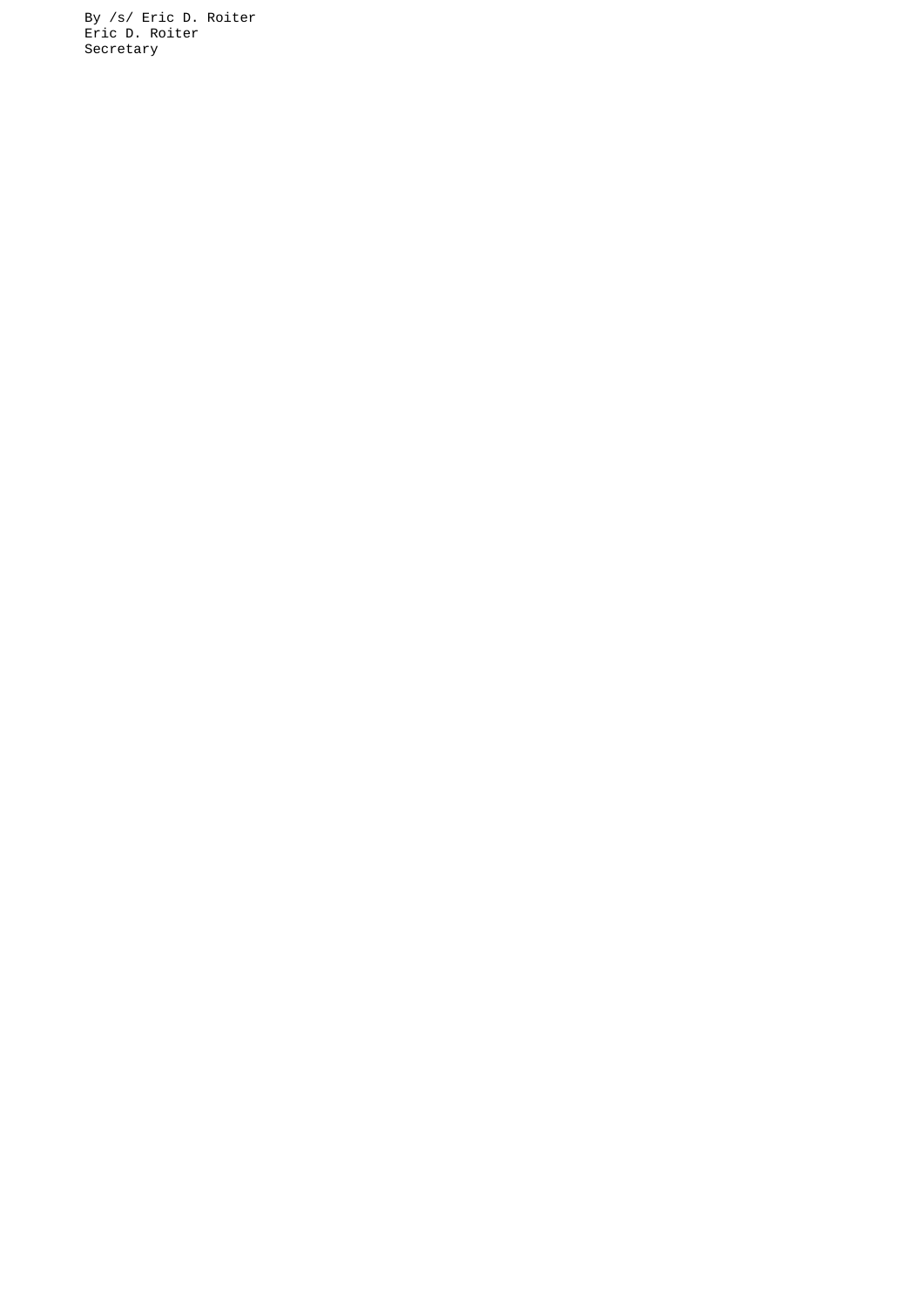By /s/ Eric D. Roiter
Eric D. Roiter
Secretary